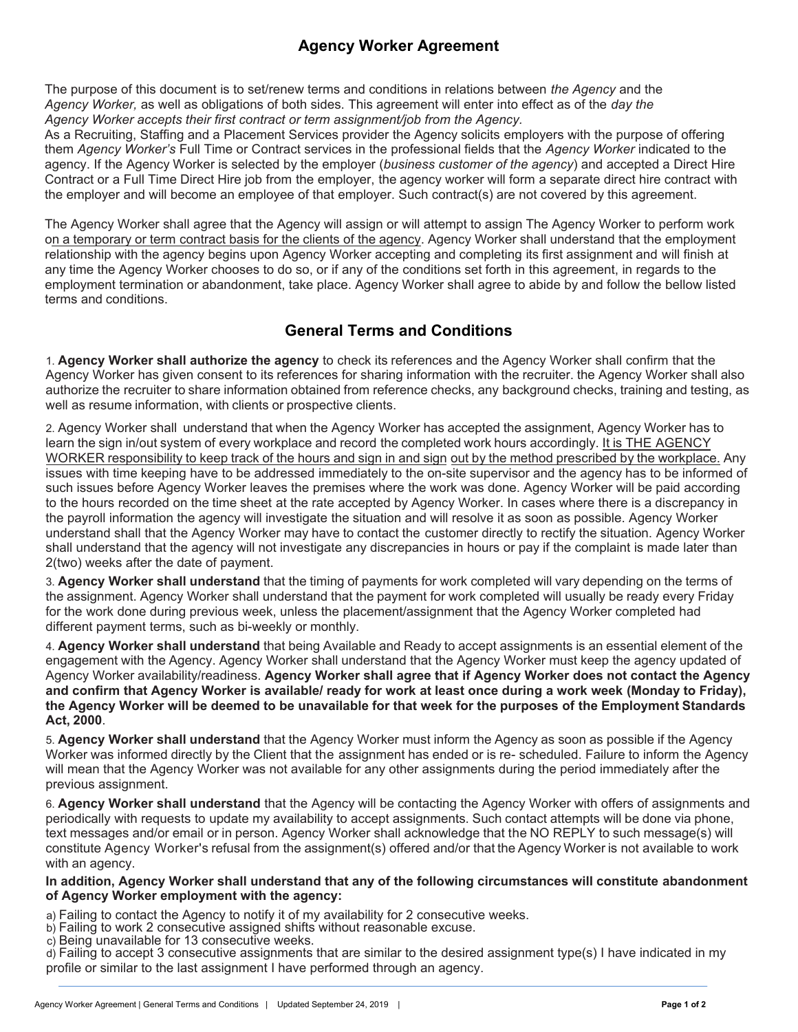# Agency Worker Agreement

The purpose of this document is to set/renew terms and conditions in relations between *the Agency* and the *Agency Worker,* as well as obligations of both sides. This agreement will enter into effect as of the *day the Agency Worker accepts their first contract or term assignment/job from the Agency.*

As a Recruiting, Staffing and a Placement Services provider the Agency solicits employers with the purpose of offering them *Agency Worker's* Full Time or Contract services in the professional fields that the *Agency Worker* indicated to the agency. If the Agency Worker is selected by the employer (*business customer of the agency*) and accepted a Direct Hire Contract or a Full Time Direct Hire job from the employer, the agency worker will form a separate direct hire contract with the employer and will become an employee of that employer. Such contract(s) are not covered by this agreement.

The Agency Worker shall agree that the Agency will assign or will attempt to assign The Agency Worker to perform work on a temporary or term contract basis for the clients of the agency. Agency Worker shall understand that the employment relationship with the agency begins upon Agency Worker accepting and completing its first assignment and will finish at any time the Agency Worker chooses to do so, or if any of the conditions set forth in this agreement, in regards to the employment termination or abandonment, take place. Agency Worker shall agree to abide by and follow the bellow listed terms and conditions.

## General Terms and Conditions

1. **Agency Worker shall authorize the agency** to check its references and the Agency Worker shall confirm that the Agency Worker has given consent to its references for sharing information with the recruiter. the Agency Worker shall also authorize the recruiter to share information obtained from reference checks, any background checks, training and testing, as well as resume information, with clients or prospective clients.

2. Agency Worker shall understand that when the Agency Worker has accepted the assignment, Agency Worker has to learn the sign in/out system of every workplace and record the completed work hours accordingly. It is THE AGENCY WORKER responsibility to keep track of the hours and sign in and sign out by the method prescribed by the workplace. Any issues with time keeping have to be addressed immediately to the on-site supervisor and the agency has to be informed of such issues before Agency Worker leaves the premises where the work was done. Agency Worker will be paid according to the hours recorded on the time sheet at the rate accepted by Agency Worker. In cases where there is a discrepancy in the payroll information the agency will investigate the situation and will resolve it as soon as possible. Agency Worker understand shall that the Agency Worker may have to contact the customer directly to rectify the situation. Agency Worker shall understand that the agency will not investigate any discrepancies in hours or pay if the complaint is made later than 2(two) weeks after the date of payment.

3. **Agency Worker shall understand** that the timing of payments for work completed will vary depending on the terms of the assignment. Agency Worker shall understand that the payment for work completed will usually be ready every Friday for the work done during previous week, unless the placement/assignment that the Agency Worker completed had different payment terms, such as bi-weekly or monthly.

4. **Agency Worker shall understand** that being Available and Ready to accept assignments is an essential element of the engagement with the Agency. Agency Worker shall understand that the Agency Worker must keep the agency updated of Agency Worker availability/readiness. **Agency Worker shall agree that if Agency Worker does not contact the Agency and confirm that Agency Worker is available/ ready for work at least once during a work week (Monday to Friday), the Agency Worker will be deemed to be unavailable for that week for the purposes of the Employment Standards Act, 2000**.

5. **Agency Worker shall understand** that the Agency Worker must inform the Agency as soon as possible if the Agency Worker was informed directly by the Client that the assignment has ended or is re- scheduled. Failure to inform the Agency will mean that the Agency Worker was not available for any other assignments during the period immediately after the previous assignment.

6. **Agency Worker shall understand** that the Agency will be contacting the Agency Worker with offers of assignments and periodically with requests to update my availability to accept assignments. Such contact attempts will be done via phone, text messages and/or email or in person. Agency Worker shall acknowledge that the NO REPLY to such message(s) will constitute Agency Worker's refusal from the assignment(s) offered and/or that the Agency Worker is not available to work with an agency.

**In addition, Agency Worker shall understand that any of the following circumstances will constitute abandonment of Agency Worker employment with the agency:**

a) Failing to contact the Agency to notify it of my availability for 2 consecutive weeks.
b) Failing to work 2 consecutive assigned shifts without reasonable excuse.
c) Being unavailable for 13 consecutive weeks.
d) Failing to accept 3 consecutive assignments that are similar to the desired assignment type(s) I have indicated in my profile or similar to the last assignment I have performed through an agency.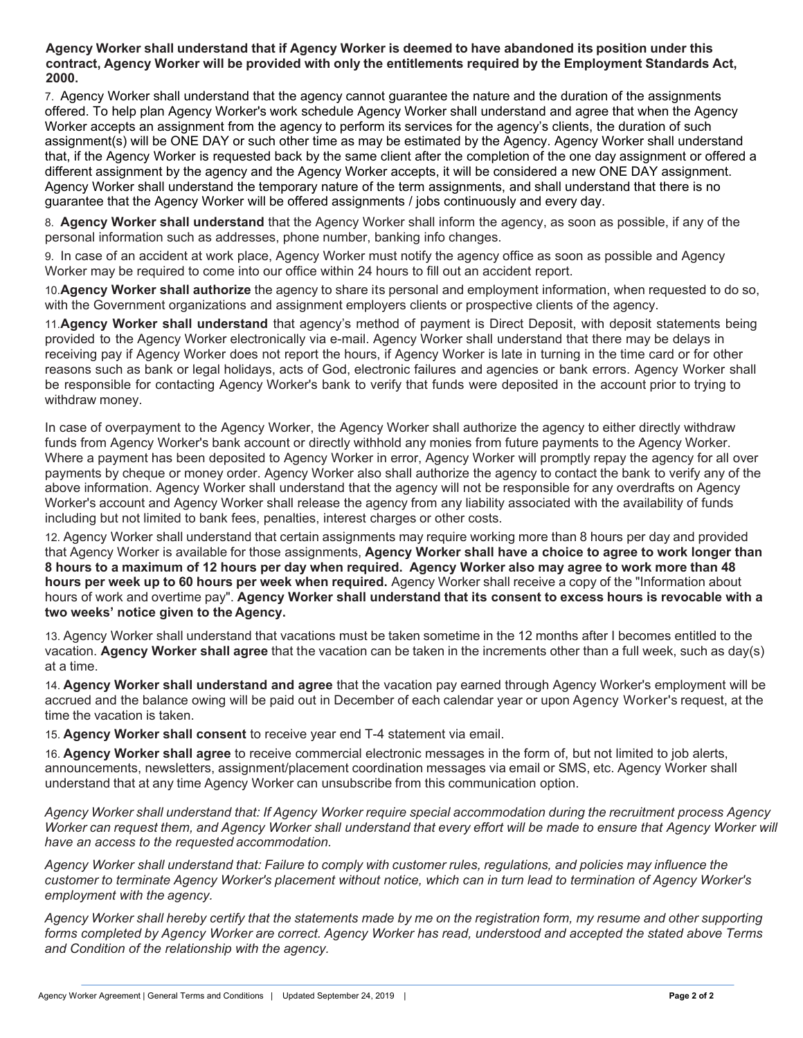**Agency Worker shall understand that if Agency Worker is deemed to have abandoned its position under this contract, Agency Worker will be provided with only the entitlements required by the Employment Standards Act, 2000.**

7. Agency Worker shall understand that the agency cannot guarantee the nature and the duration of the assignments offered. To help plan Agency Worker's work schedule Agency Worker shall understand and agree that when the Agency Worker accepts an assignment from the agency to perform its services for the agency's clients, the duration of such assignment(s) will be ONE DAY or such other time as may be estimated by the Agency. Agency Worker shall understand that, if the Agency Worker is requested back by the same client after the completion of the one day assignment or offered a different assignment by the agency and the Agency Worker accepts, it will be considered a new ONE DAY assignment. Agency Worker shall understand the temporary nature of the term assignments, and shall understand that there is no guarantee that the Agency Worker will be offered assignments / jobs continuously and every day.

8. **Agency Worker shall understand** that the Agency Worker shall inform the agency, as soon as possible, if any of the personal information such as addresses, phone number, banking info changes.

9. In case of an accident at work place, Agency Worker must notify the agency office as soon as possible and Agency Worker may be required to come into our office within 24 hours to fill out an accident report.

10. **Agency Worker shall authorize** the agency to share its personal and employment information, when requested to do so, with the Government organizations and assignment employers clients or prospective clients of the agency.

11. **Agency Worker shall understand** that agency's method of payment is Direct Deposit, with deposit statements being provided to the Agency Worker electronically via e-mail. Agency Worker shall understand that there may be delays in receiving pay if Agency Worker does not report the hours, if Agency Worker is late in turning in the time card or for other reasons such as bank or legal holidays, acts of God, electronic failures and agencies or bank errors. Agency Worker shall be responsible for contacting Agency Worker's bank to verify that funds were deposited in the account prior to trying to withdraw money.

In case of overpayment to the Agency Worker, the Agency Worker shall authorize the agency to either directly withdraw funds from Agency Worker's bank account or directly withhold any monies from future payments to the Agency Worker. Where a payment has been deposited to Agency Worker in error, Agency Worker will promptly repay the agency for all over payments by cheque or money order. Agency Worker also shall authorize the agency to contact the bank to verify any of the above information. Agency Worker shall understand that the agency will not be responsible for any overdrafts on Agency Worker's account and Agency Worker shall release the agency from any liability associated with the availability of funds including but not limited to bank fees, penalties, interest charges or other costs.

12. Agency Worker shall understand that certain assignments may require working more than 8 hours per day and provided that Agency Worker is available for those assignments, **Agency Worker shall have a choice to agree to work longer than 8 hours to a maximum of 12 hours per day when required. Agency Worker also may agree to work more than 48 hours per week up to 60 hours per week when required.** Agency Worker shall receive a copy of the "Information about hours of work and overtime pay". **Agency Worker shall understand that its consent to excess hours is revocable with a two weeks' notice given to the Agency.**

13. Agency Worker shall understand that vacations must be taken sometime in the 12 months after I becomes entitled to the vacation. **Agency Worker shall agree** that the vacation can be taken in the increments other than a full week, such as day(s) at a time.

14. **Agency Worker shall understand and agree** that the vacation pay earned through Agency Worker's employment will be accrued and the balance owing will be paid out in December of each calendar year or upon Agency Worker's request, at the time the vacation is taken.

15. **Agency Worker shall consent** to receive year end T-4 statement via email.

16. **Agency Worker shall agree** to receive commercial electronic messages in the form of, but not limited to job alerts, announcements, newsletters, assignment/placement coordination messages via email or SMS, etc. Agency Worker shall understand that at any time Agency Worker can unsubscribe from this communication option.

*Agency Worker shall understand that: If Agency Worker require special accommodation during the recruitment process Agency Worker can request them, and Agency Worker shall understand that every effort will be made to ensure that Agency Worker will have an access to the requested accommodation.*

*Agency Worker shall understand that: Failure to comply with customer rules, regulations, and policies may influence the customer to terminate Agency Worker's placement without notice, which can in turn lead to termination of Agency Worker's employment with the agency.*

*Agency Worker shall hereby certify that the statements made by me on the registration form, my resume and other supporting forms completed by Agency Worker are correct. Agency Worker has read, understood and accepted the stated above Terms and Condition of the relationship with the agency.*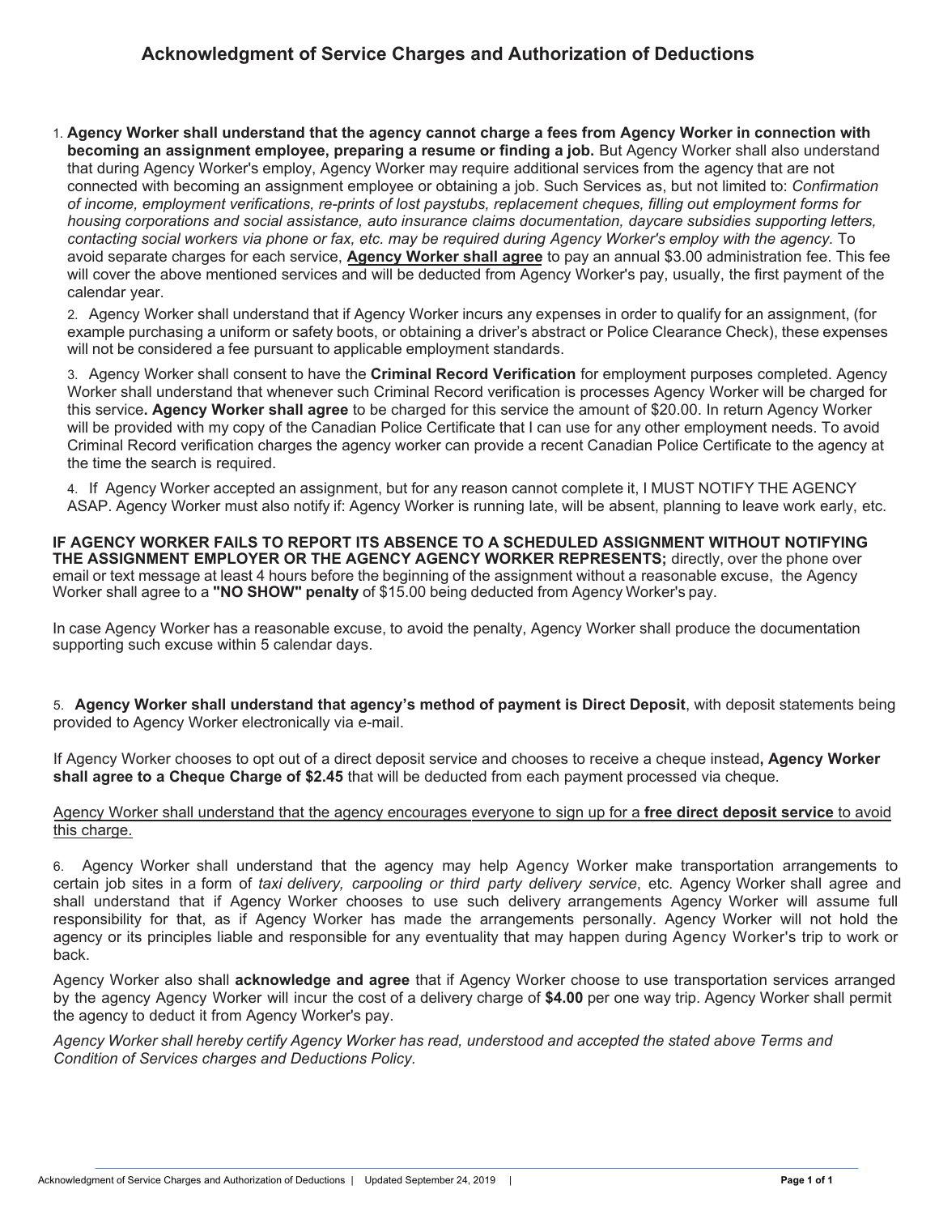# Acknowledgment of Service Charges and Authorization of Deductions

1. **Agency Worker shall understand that the agency cannot charge a fees from Agency Worker in connection with becoming an assignment employee, preparing a resume or finding a job.** But Agency Worker shall also understand that during Agency Worker's employ, Agency Worker may require additional services from the agency that are not connected with becoming an assignment employee or obtaining a job. Such Services as, but not limited to: *Confirmation of income, employment verifications, re-prints of lost paystubs, replacement cheques, filling out employment forms for housing corporations and social assistance, auto insurance claims documentation, daycare subsidies supporting letters, contacting social workers via phone or fax, etc. may be required during Agency Worker's employ with the agency.* To avoid separate charges for each service, **Agency Worker shall agree** to pay an annual $3.00 administration fee. This fee will cover the above mentioned services and will be deducted from Agency Worker's pay, usually, the first payment of the calendar year.

2. Agency Worker shall understand that if Agency Worker incurs any expenses in order to qualify for an assignment, (for example purchasing a uniform or safety boots, or obtaining a driver's abstract or Police Clearance Check), these expenses will not be considered a fee pursuant to applicable employment standards.

3. Agency Worker shall consent to have the **Criminal Record Verification** for employment purposes completed. Agency Worker shall understand that whenever such Criminal Record verification is processes Agency Worker will be charged for this service**. Agency Worker shall agree** to be charged for this service the amount of $20.00. In return Agency Worker will be provided with my copy of the Canadian Police Certificate that I can use for any other employment needs. To avoid Criminal Record verification charges the agency worker can provide a recent Canadian Police Certificate to the agency at the time the search is required.

4. If Agency Worker accepted an assignment, but for any reason cannot complete it, I MUST NOTIFY THE AGENCY ASAP. Agency Worker must also notify if: Agency Worker is running late, will be absent, planning to leave work early, etc.

**IF AGENCY WORKER FAILS TO REPORT ITS ABSENCE TO A SCHEDULED ASSIGNMENT WITHOUT NOTIFYING THE ASSIGNMENT EMPLOYER OR THE AGENCY AGENCY WORKER REPRESENTS;** directly, over the phone over email or text message at least 4 hours before the beginning of the assignment without a reasonable excuse, the Agency Worker shall agree to a **"NO SHOW" penalty** of $15.00 being deducted from Agency Worker's pay.

In case Agency Worker has a reasonable excuse, to avoid the penalty, Agency Worker shall produce the documentation supporting such excuse within 5 calendar days.

5. **Agency Worker shall understand that agency's method of payment is Direct Deposit**, with deposit statements being provided to Agency Worker electronically via e-mail.

If Agency Worker chooses to opt out of a direct deposit service and chooses to receive a cheque instead**, Agency Worker shall agree to a Cheque Charge of $2.45** that will be deducted from each payment processed via cheque.

Agency Worker shall understand that the agency encourages everyone to sign up for a **free direct deposit service** to avoid this charge.

6. Agency Worker shall understand that the agency may help Agency Worker make transportation arrangements to certain job sites in a form of *taxi delivery, carpooling or third party delivery service*, etc. Agency Worker shall agree and shall understand that if Agency Worker chooses to use such delivery arrangements Agency Worker will assume full responsibility for that, as if Agency Worker has made the arrangements personally. Agency Worker will not hold the agency or its principles liable and responsible for any eventuality that may happen during Agency Worker's trip to work or back.

Agency Worker also shall **acknowledge and agree** that if Agency Worker choose to use transportation services arranged by the agency Agency Worker will incur the cost of a delivery charge of **$4.00** per one way trip. Agency Worker shall permit the agency to deduct it from Agency Worker's pay.

*Agency Worker shall hereby certify Agency Worker has read, understood and accepted the stated above Terms and Condition of Services charges and Deductions Policy.*